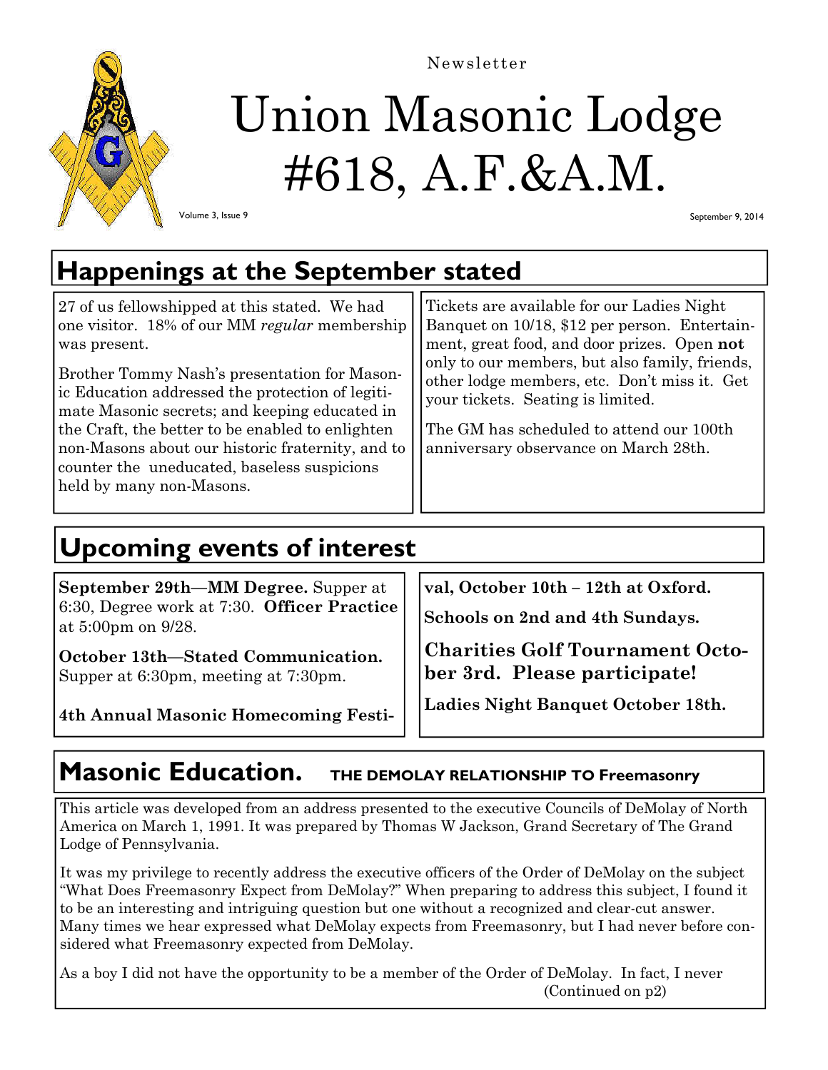Newsletter

# Union Masonic Lodge #618, A.F.&A.M.

Volume 3, Issue 9

September 9, 2014

## Happenings at the September stated

27 of us fellowshipped at this stated. We had one visitor. 18% of our MM *regular* membership was present.

Brother Tommy Nash's presentation for Masonic Education addressed the protection of legitimate Masonic secrets; and keeping educated in the Craft, the better to be enabled to enlighten non-Masons about our historic fraternity, and to counter the uneducated, baseless suspicions held by many non-Masons.

Tickets are available for our Ladies Night Banquet on 10/18, $12 per person. Entertainment, great food, and door prizes. Open **not** only to our members, but also family, friends, other lodge members, etc. Don't miss it. Get your tickets. Seating is limited.

The GM has scheduled to attend our 100th anniversary observance on March 28th.

## Upcoming events of interest

**September 29th—MM Degree.** Supper at 6:30, Degree work at 7:30. **Officer Practice** at 5:00pm on 9/28.

**October 13th—Stated Communication.** Supper at 6:30pm, meeting at 7:30pm.

**4th Annual Masonic Homecoming Festival, October 10th – 12th at Oxford.**

**Schools on 2nd and 4th Sundays.**

**Charities Golf Tournament October 3rd. Please participate!**

**Ladies Night Banquet October 18th.**

## Masonic Education. THE DEMOLAY RELATIONSHIP TO Freemasonry

This article was developed from an address presented to the executive Councils of DeMolay of North America on March 1, 1991. It was prepared by Thomas W Jackson, Grand Secretary of The Grand Lodge of Pennsylvania.

It was my privilege to recently address the executive officers of the Order of DeMolay on the subject "What Does Freemasonry Expect from DeMolay?" When preparing to address this subject, I found it to be an interesting and intriguing question but one without a recognized and clear-cut answer. Many times we hear expressed what DeMolay expects from Freemasonry, but I had never before considered what Freemasonry expected from DeMolay.

As a boy I did not have the opportunity to be a member of the Order of DeMolay. In fact, I never

(Continued on p2)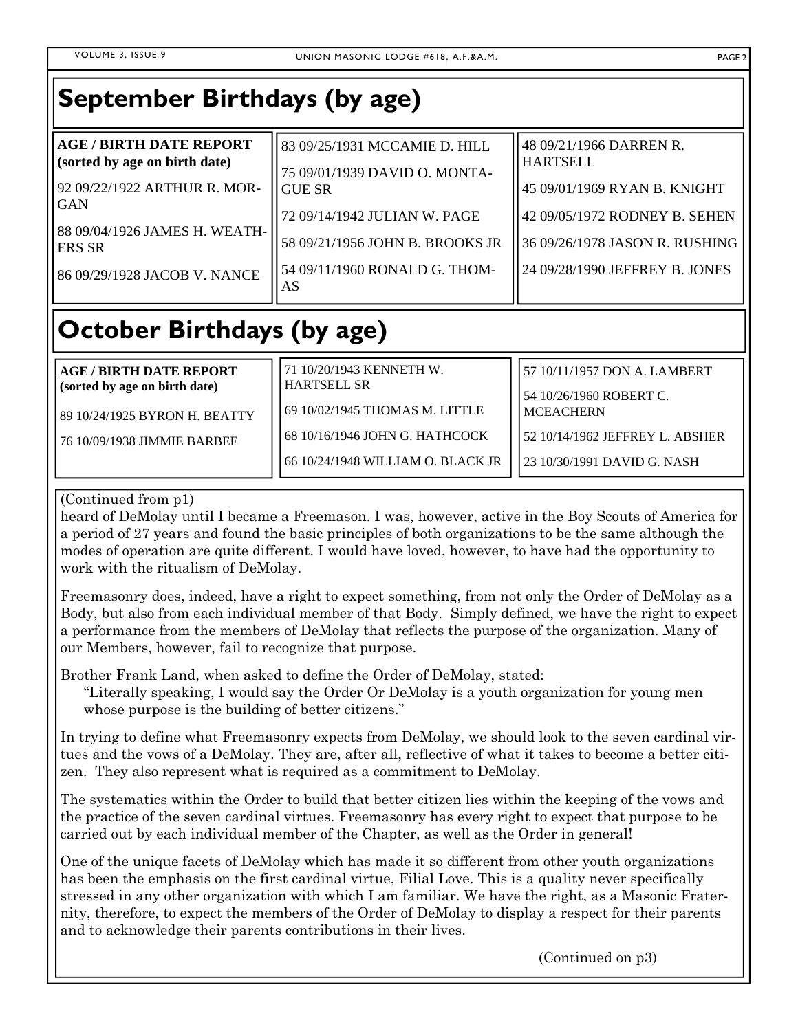## September Birthdays (by age)

**AGE / BIRTH DATE REPORT (sorted by age on birth date)**

92 09/22/1922 ARTHUR R. MORGAN

88 09/04/1926 JAMES H. WEATHERS SR

86 09/29/1928 JACOB V. NANCE

83 09/25/1931 MCCAMIE D. HILL

75 09/01/1939 DAVID O. MONTAGUE SR

72 09/14/1942 JULIAN W. PAGE

58 09/21/1956 JOHN B. BROOKS JR

54 09/11/1960 RONALD G. THOMAS

48 09/21/1966 DARREN R. HARTSELL

45 09/01/1969 RYAN B. KNIGHT

42 09/05/1972 RODNEY B. SEHEN

36 09/26/1978 JASON R. RUSHING

24 09/28/1990 JEFFREY B. JONES

## October Birthdays (by age)

**AGE / BIRTH DATE REPORT (sorted by age on birth date)**

89 10/24/1925 BYRON H. BEATTY

76 10/09/1938 JIMMIE BARBEE

71 10/20/1943 KENNETH W. HARTSELL SR

69 10/02/1945 THOMAS M. LITTLE

68 10/16/1946 JOHN G. HATHCOCK

66 10/24/1948 WILLIAM O. BLACK JR

57 10/11/1957 DON A. LAMBERT

54 10/26/1960 ROBERT C. MCEACHERN

52 10/14/1962 JEFFREY L. ABSHER

23 10/30/1991 DAVID G. NASH

(Continued from p1)

heard of DeMolay until I became a Freemason. I was, however, active in the Boy Scouts of America for a period of 27 years and found the basic principles of both organizations to be the same although the modes of operation are quite different. I would have loved, however, to have had the opportunity to work with the ritualism of DeMolay.

Freemasonry does, indeed, have a right to expect something, from not only the Order of DeMolay as a Body, but also from each individual member of that Body. Simply defined, we have the right to expect a performance from the members of DeMolay that reflects the purpose of the organization. Many of our Members, however, fail to recognize that purpose.

Brother Frank Land, when asked to define the Order of DeMolay, stated:

> "Literally speaking, I would say the Order Or DeMolay is a youth organization for young men whose purpose is the building of better citizens."

In trying to define what Freemasonry expects from DeMolay, we should look to the seven cardinal virtues and the vows of a DeMolay. They are, after all, reflective of what it takes to become a better citizen. They also represent what is required as a commitment to DeMolay.

The systematics within the Order to build that better citizen lies within the keeping of the vows and the practice of the seven cardinal virtues. Freemasonry has every right to expect that purpose to be carried out by each individual member of the Chapter, as well as the Order in general!

One of the unique facets of DeMolay which has made it so different from other youth organizations has been the emphasis on the first cardinal virtue, Filial Love. This is a quality never specifically stressed in any other organization with which I am familiar. We have the right, as a Masonic Fraternity, therefore, to expect the members of the Order of DeMolay to display a respect for their parents and to acknowledge their parents contributions in their lives.

(Continued on p3)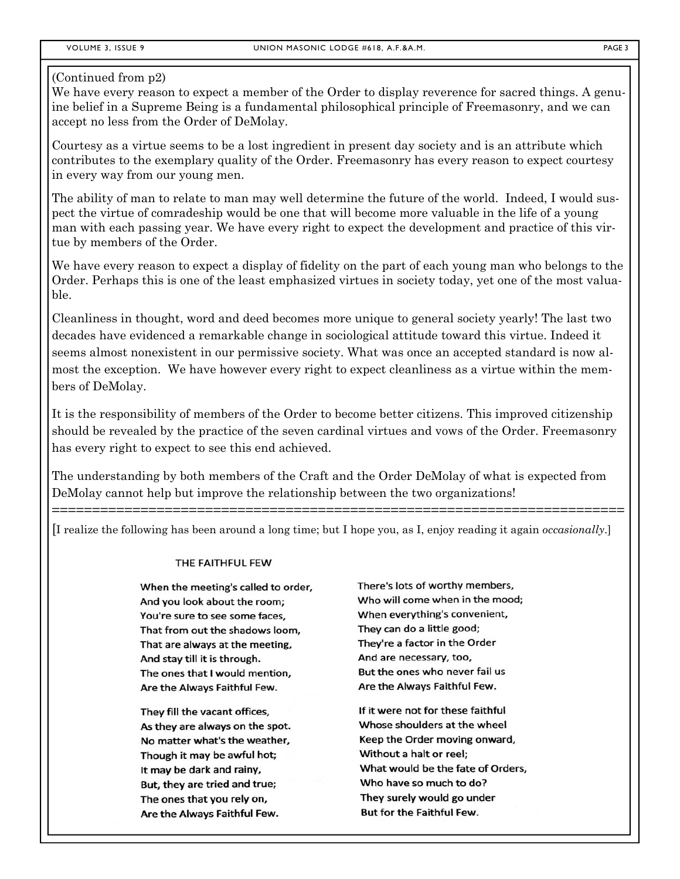(Continued from p2)

We have every reason to expect a member of the Order to display reverence for sacred things. A genuine belief in a Supreme Being is a fundamental philosophical principle of Freemasonry, and we can accept no less from the Order of DeMolay.

Courtesy as a virtue seems to be a lost ingredient in present day society and is an attribute which contributes to the exemplary quality of the Order. Freemasonry has every reason to expect courtesy in every way from our young men.

The ability of man to relate to man may well determine the future of the world. Indeed, I would suspect the virtue of comradeship would be one that will become more valuable in the life of a young man with each passing year. We have every right to expect the development and practice of this virtue by members of the Order.

We have every reason to expect a display of fidelity on the part of each young man who belongs to the Order. Perhaps this is one of the least emphasized virtues in society today, yet one of the most valuable.

Cleanliness in thought, word and deed becomes more unique to general society yearly! The last two decades have evidenced a remarkable change in sociological attitude toward this virtue. Indeed it seems almost nonexistent in our permissive society. What was once an accepted standard is now almost the exception. We have however every right to expect cleanliness as a virtue within the members of DeMolay.

It is the responsibility of members of the Order to become better citizens. This improved citizenship should be revealed by the practice of the seven cardinal virtues and vows of the Order. Freemasonry has every right to expect to see this end achieved.

The understanding by both members of the Craft and the Order DeMolay of what is expected from DeMolay cannot help but improve the relationship between the two organizations!

---

[I realize the following has been around a long time; but I hope you, as I, enjoy reading it again *occasionally*.]

### THE FAITHFUL FEW

**When the meeting's called to order,**
**And you look about the room;**
**You're sure to see some faces,**
**That from out the shadows loom,**
**That are always at the meeting,**
**And stay till it is through.**
**The ones that I would mention,**
**Are the Always Faithful Few.**

**They fill the vacant offices,**
**As they are always on the spot.**
**No matter what's the weather,**
**Though it may be awful hot;**
**It may be dark and rainy,**
**But, they are tried and true;**
**The ones that you rely on,**
**Are the Always Faithful Few.**

There's lots of worthy members,
Who will come when in the mood;
When everything's convenient,
They can do a little good;
They're a factor in the Order
And are necessary, too,
But the ones who never fail us
Are the Always Faithful Few.

If it were not for these faithful
Whose shoulders at the wheel
Keep the Order moving onward,
Without a halt or reel;
What would be the fate of Orders,
Who have so much to do?
They surely would go under
But for the Faithful Few.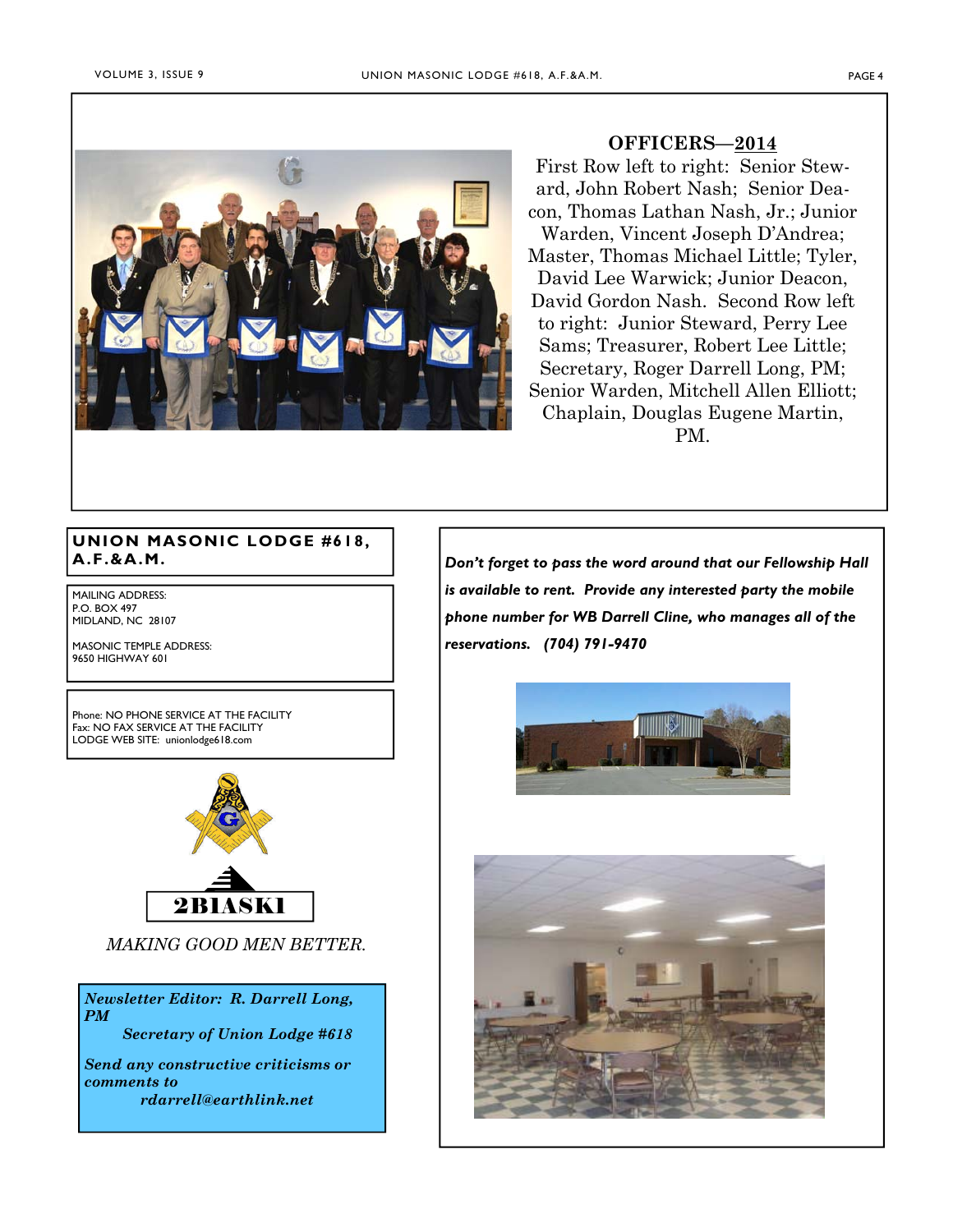## OFFICERS—2014

First Row left to right: Senior Steward, John Robert Nash; Senior Deacon, Thomas Lathan Nash, Jr.; Junior Warden, Vincent Joseph D'Andrea; Master, Thomas Michael Little; Tyler, David Lee Warwick; Junior Deacon, David Gordon Nash. Second Row left to right: Junior Steward, Perry Lee Sams; Treasurer, Robert Lee Little; Secretary, Roger Darrell Long, PM; Senior Warden, Mitchell Allen Elliott; Chaplain, Douglas Eugene Martin, PM.

## UNION MASONIC LODGE #618, A.F.&A.M.

MAILING ADDRESS:
P.O. BOX 497
MIDLAND, NC 28107

MASONIC TEMPLE ADDRESS:
9650 HIGHWAY 601

Phone: NO PHONE SERVICE AT THE FACILITY
Fax: NO FAX SERVICE AT THE FACILITY
LODGE WEB SITE: unionlodge618.com

2B1ASK1

*MAKING GOOD MEN BETTER.*

***Newsletter Editor: R. Darrell Long, PM***
***Secretary of Union Lodge #618***

***Send any constructive criticisms or comments to***
***rdarrell@earthlink.net***

***Don't forget to pass the word around that our Fellowship Hall is available to rent. Provide any interested party the mobile phone number for WB Darrell Cline, who manages all of the reservations. (704) 791-9470***